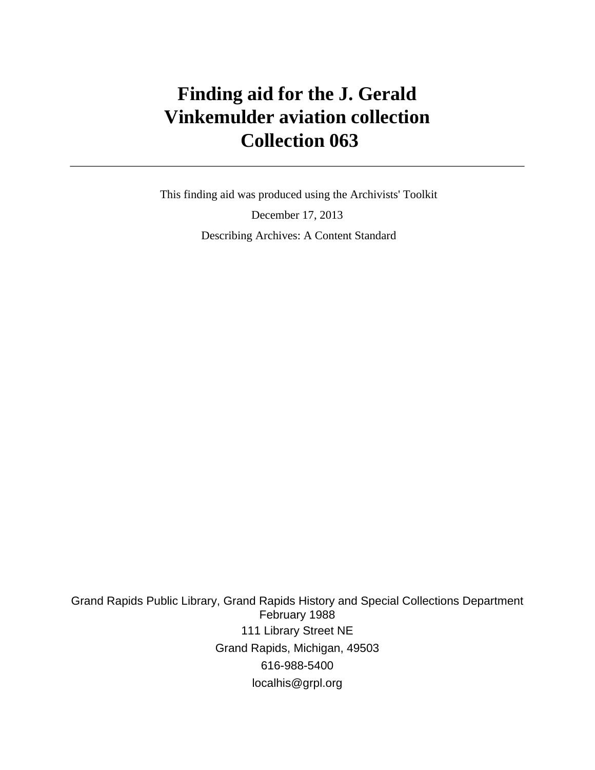# Finding aid for the J. Gerald Vinkemulder aviation collection
# Collection 063

---

This finding aid was produced using the Archivists' Toolkit

December 17, 2013

Describing Archives: A Content Standard

Grand Rapids Public Library, Grand Rapids History and Special Collections Department
February 1988
111 Library Street NE
Grand Rapids, Michigan, 49503
616-988-5400
localhis@grpl.org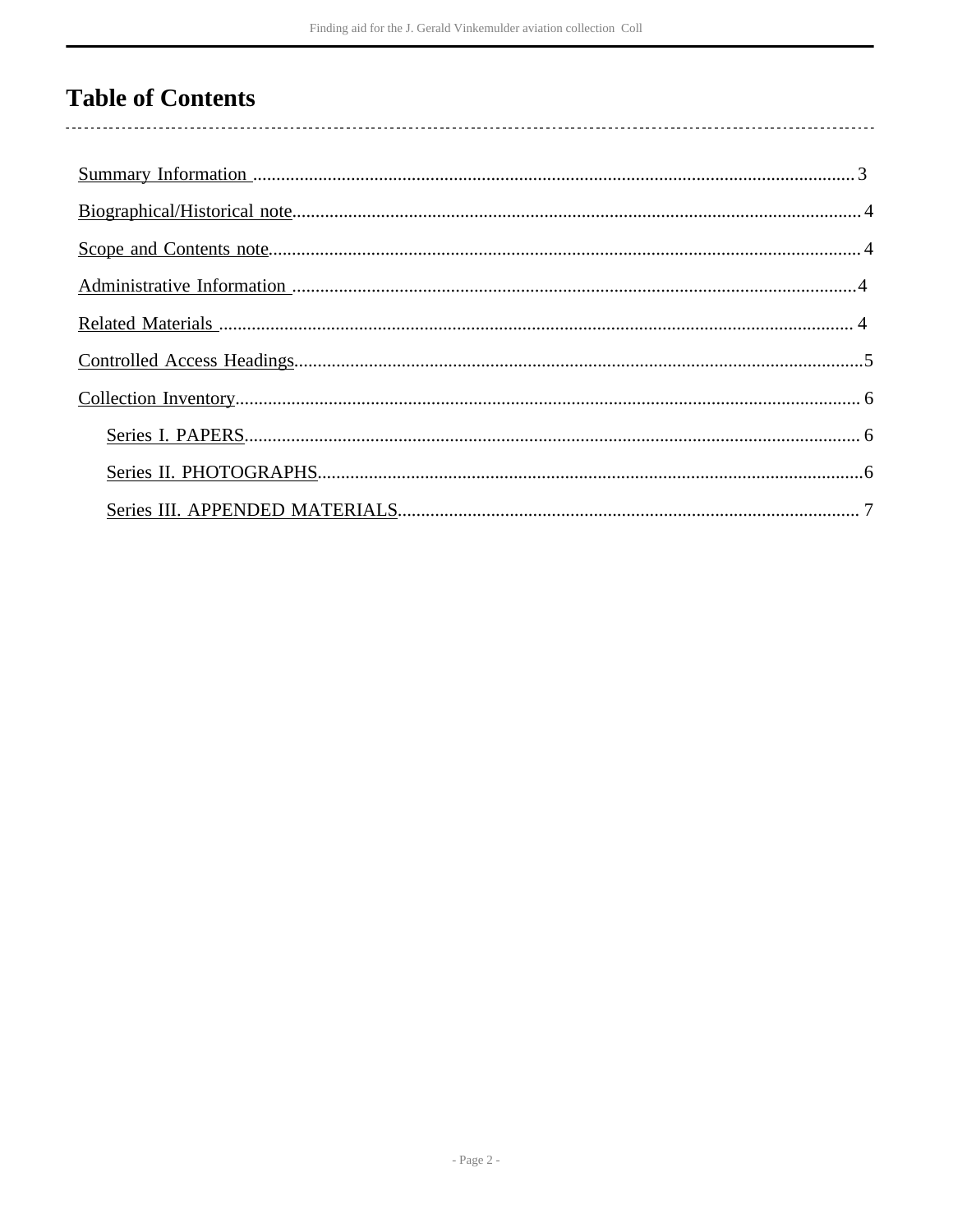# Table of Contents

- Summary Information ... 3
- Biographical/Historical note ... 4
- Scope and Contents note ... 4
- Administrative Information ... 4
- Related Materials ... 4
- Controlled Access Headings ... 5
- Collection Inventory ... 6
    - Series I. PAPERS ... 6
    - Series II. PHOTOGRAPHS ... 6
    - Series III. APPENDED MATERIALS ... 7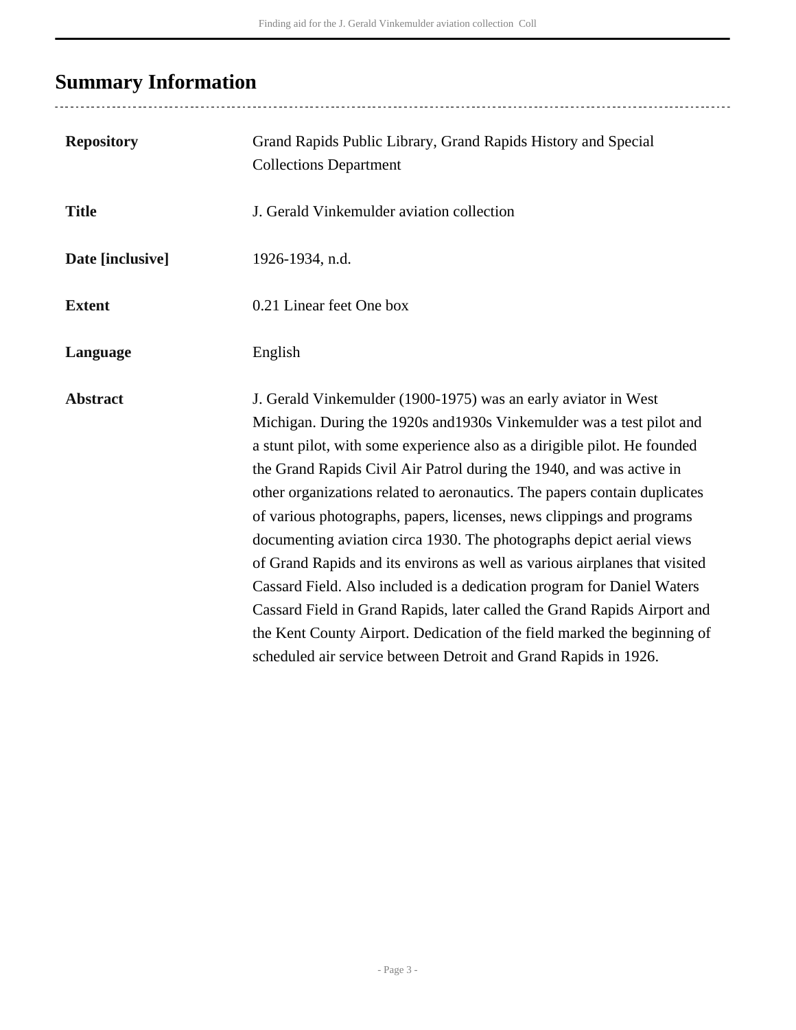## Summary Information

| | |
|---|---|
| **Repository** | Grand Rapids Public Library, Grand Rapids History and Special Collections Department |
| **Title** | J. Gerald Vinkemulder aviation collection |
| **Date [inclusive]** | 1926-1934, n.d. |
| **Extent** | 0.21 Linear feet One box |
| **Language** | English |
| **Abstract** | J. Gerald Vinkemulder (1900-1975) was an early aviator in West Michigan. During the 1920s and1930s Vinkemulder was a test pilot and a stunt pilot, with some experience also as a dirigible pilot. He founded the Grand Rapids Civil Air Patrol during the 1940, and was active in other organizations related to aeronautics. The papers contain duplicates of various photographs, papers, licenses, news clippings and programs documenting aviation circa 1930. The photographs depict aerial views of Grand Rapids and its environs as well as various airplanes that visited Cassard Field. Also included is a dedication program for Daniel Waters Cassard Field in Grand Rapids, later called the Grand Rapids Airport and the Kent County Airport. Dedication of the field marked the beginning of scheduled air service between Detroit and Grand Rapids in 1926. |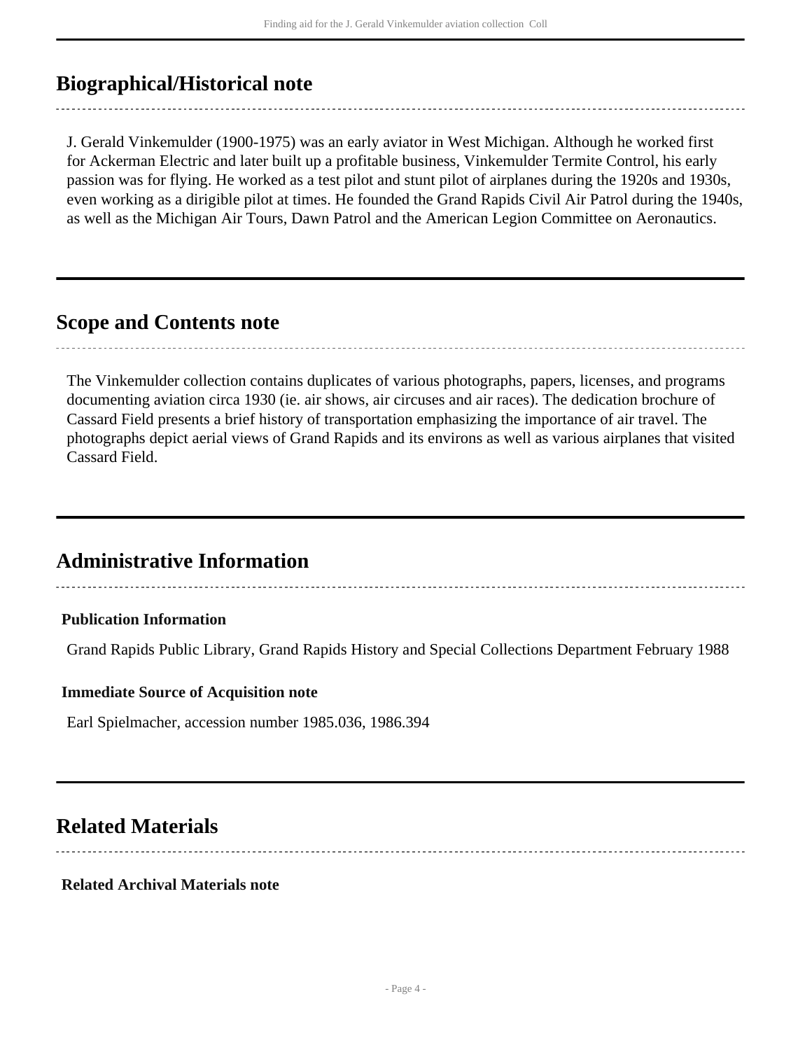## Biographical/Historical note

J. Gerald Vinkemulder (1900-1975) was an early aviator in West Michigan. Although he worked first for Ackerman Electric and later built up a profitable business, Vinkemulder Termite Control, his early passion was for flying. He worked as a test pilot and stunt pilot of airplanes during the 1920s and 1930s, even working as a dirigible pilot at times. He founded the Grand Rapids Civil Air Patrol during the 1940s, as well as the Michigan Air Tours, Dawn Patrol and the American Legion Committee on Aeronautics.

## Scope and Contents note

The Vinkemulder collection contains duplicates of various photographs, papers, licenses, and programs documenting aviation circa 1930 (ie. air shows, air circuses and air races). The dedication brochure of Cassard Field presents a brief history of transportation emphasizing the importance of air travel. The photographs depict aerial views of Grand Rapids and its environs as well as various airplanes that visited Cassard Field.

## Administrative Information

**Publication Information**

Grand Rapids Public Library, Grand Rapids History and Special Collections Department February 1988

**Immediate Source of Acquisition note**

Earl Spielmacher, accession number 1985.036, 1986.394

## Related Materials

**Related Archival Materials note**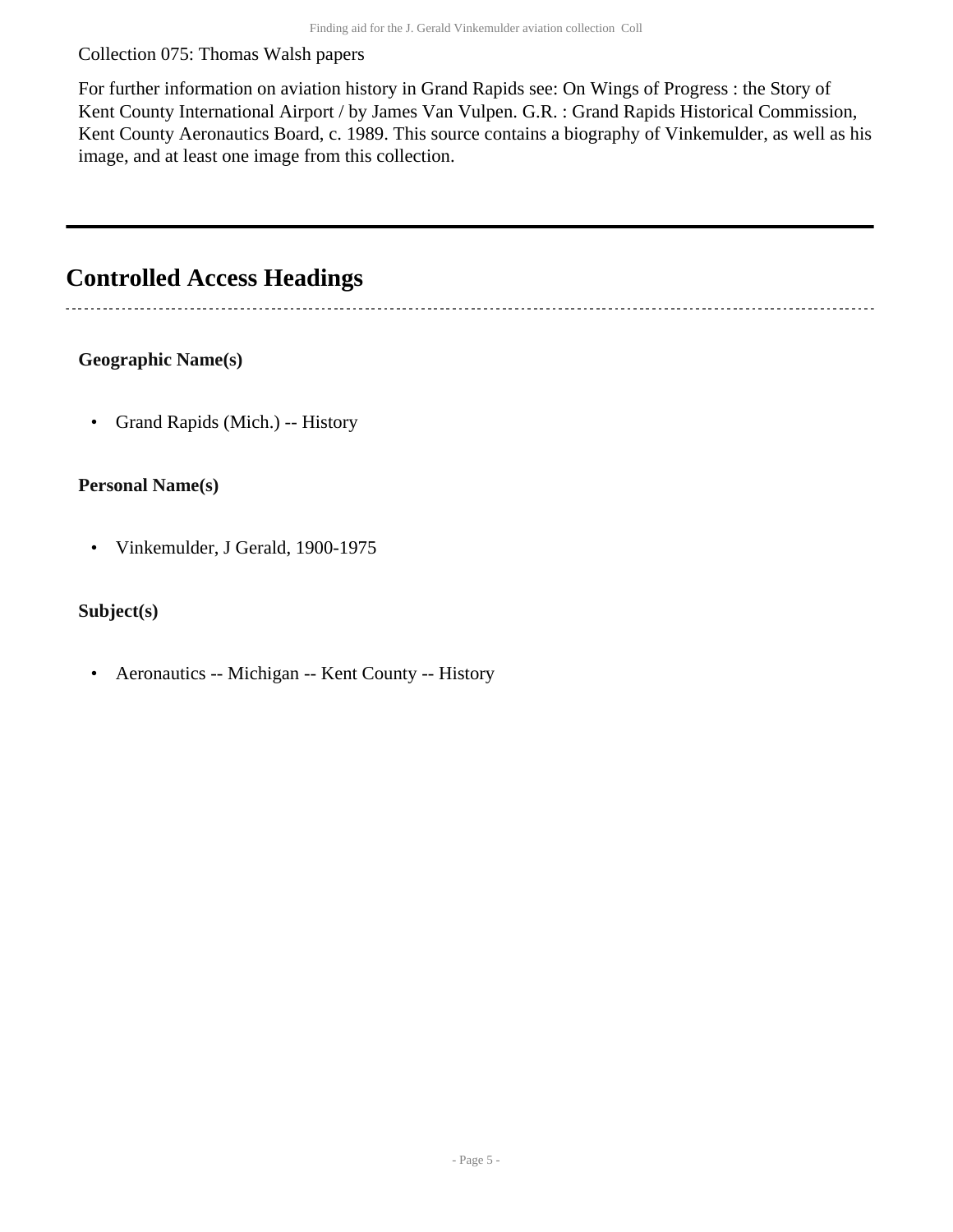Collection 075: Thomas Walsh papers

For further information on aviation history in Grand Rapids see: On Wings of Progress : the Story of Kent County International Airport / by James Van Vulpen. G.R. : Grand Rapids Historical Commission, Kent County Aeronautics Board, c. 1989. This source contains a biography of Vinkemulder, as well as his image, and at least one image from this collection.

## Controlled Access Headings

**Geographic Name(s)**

- Grand Rapids (Mich.) -- History

**Personal Name(s)**

- Vinkemulder, J Gerald, 1900-1975

**Subject(s)**

- Aeronautics -- Michigan -- Kent County -- History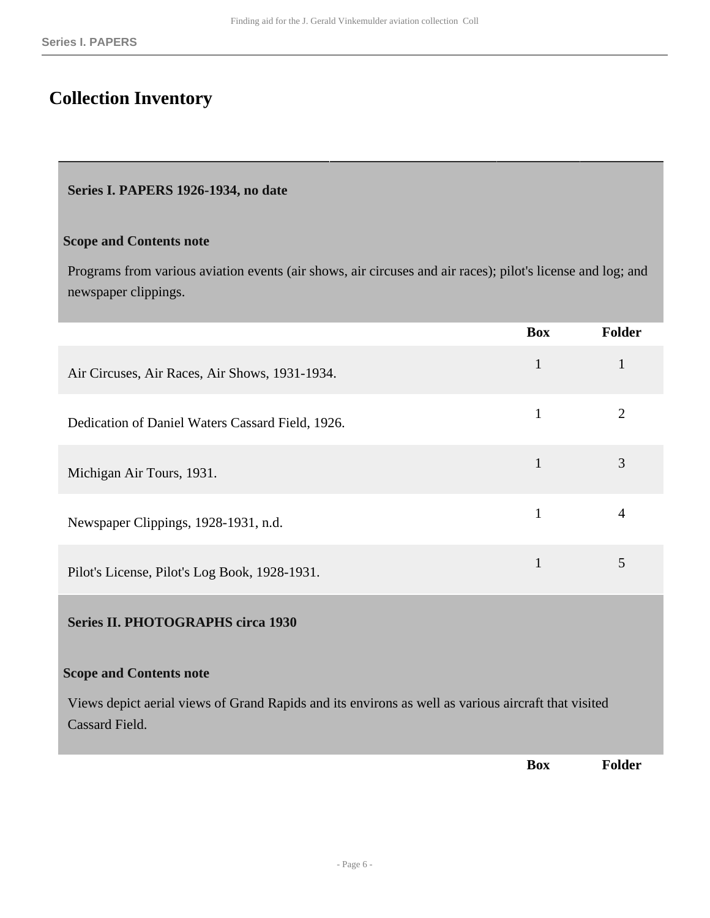## Collection Inventory

### Series I. PAPERS 1926-1934, no date

**Scope and Contents note**

Programs from various aviation events (air shows, air circuses and air races); pilot's license and log; and newspaper clippings.

| | Box | Folder |
|---|---|---|
| Air Circuses, Air Races, Air Shows, 1931-1934. | 1 | 1 |
| Dedication of Daniel Waters Cassard Field, 1926. | 1 | 2 |
| Michigan Air Tours, 1931. | 1 | 3 |
| Newspaper Clippings, 1928-1931, n.d. | 1 | 4 |
| Pilot's License, Pilot's Log Book, 1928-1931. | 1 | 5 |

### Series II. PHOTOGRAPHS circa 1930

**Scope and Contents note**

Views depict aerial views of Grand Rapids and its environs as well as various aircraft that visited Cassard Field.

| | Box | Folder |
|---|---|---|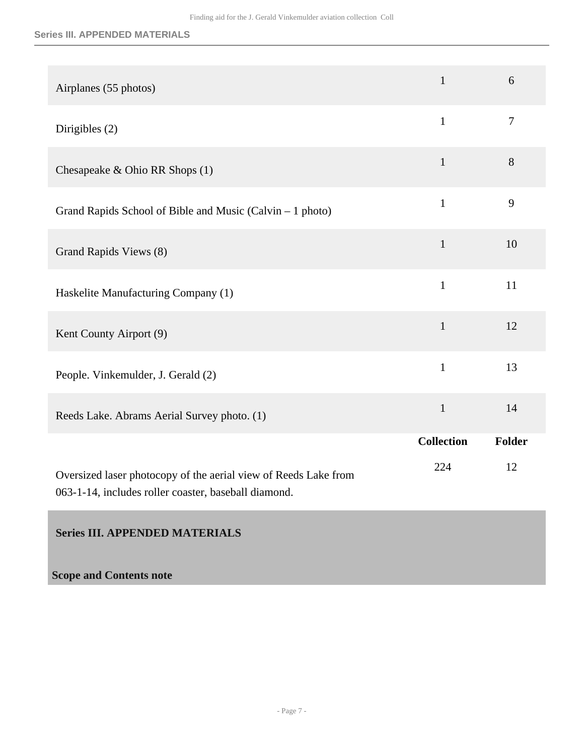| | | |
|---|---|---|
| Airplanes (55 photos) | 1 | 6 |
| Dirigibles (2) | 1 | 7 |
| Chesapeake & Ohio RR Shops (1) | 1 | 8 |
| Grand Rapids School of Bible and Music (Calvin – 1 photo) | 1 | 9 |
| Grand Rapids Views (8) | 1 | 10 |
| Haskelite Manufacturing Company (1) | 1 | 11 |
| Kent County Airport (9) | 1 | 12 |
| People. Vinkemulder, J. Gerald (2) | 1 | 13 |
| Reeds Lake. Abrams Aerial Survey photo. (1) | 1 | 14 |

| | **Collection** | **Folder** |
|---|---|---|
| Oversized laser photocopy of the aerial view of Reeds Lake from 063-1-14, includes roller coaster, baseball diamond. | 224 | 12 |

**Series III. APPENDED MATERIALS**

**Scope and Contents note**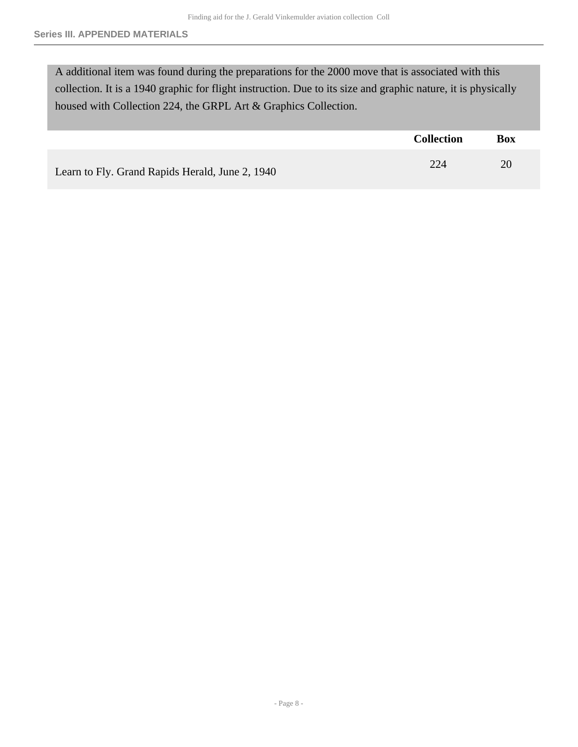## Series III. APPENDED MATERIALS

A additional item was found during the preparations for the 2000 move that is associated with this collection. It is a 1940 graphic for flight instruction. Due to its size and graphic nature, it is physically housed with Collection 224, the GRPL Art & Graphics Collection.

| | Collection | Box |
|---|---|---|
| Learn to Fly. Grand Rapids Herald, June 2, 1940 | 224 | 20 |